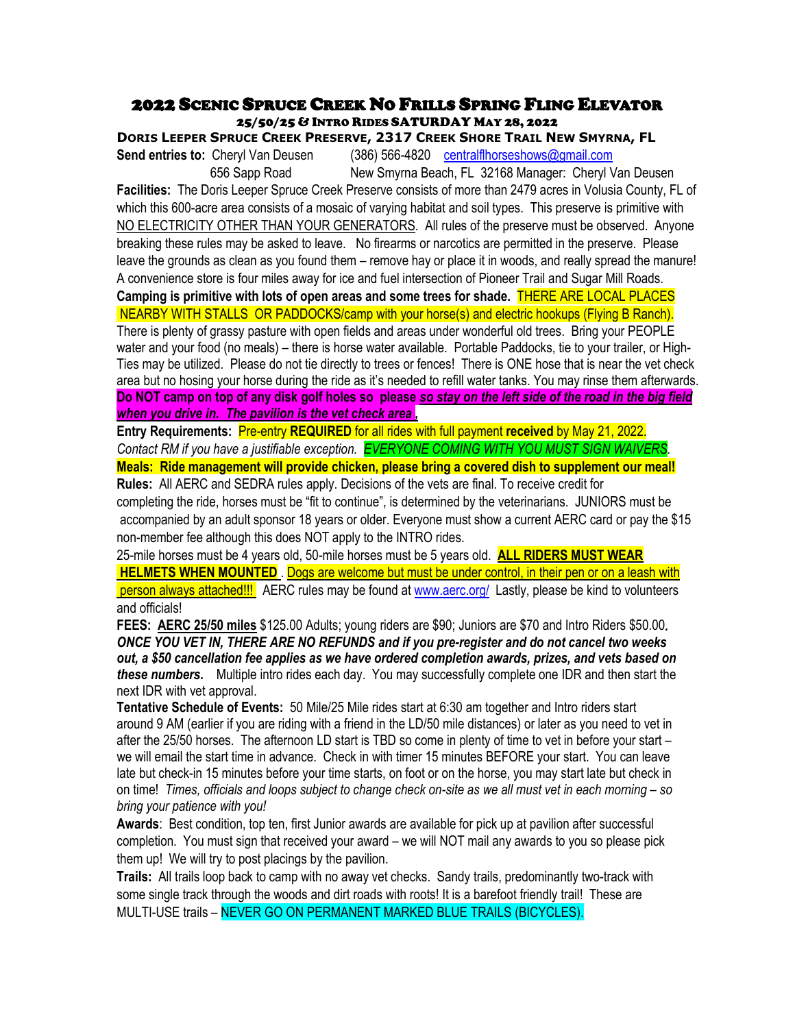# 2022 Scenic Spruce Creek No Frills Spring Fling Elevator

## 25/50/25 & Intro Rides SATURDAY May 28, 2022

**Doris Leeper Spruce Creek Preserve, 2317 Creek Shore Trail New Smyrna, FL**

**Send entries to:** Cheryl Van Deusen (386) 566-4820 centralflhorseshows@gmail.com
656 Sapp Road New Smyrna Beach, FL 32168 Manager: Cheryl Van Deusen

**Facilities:** The Doris Leeper Spruce Creek Preserve consists of more than 2479 acres in Volusia County, FL of which this 600-acre area consists of a mosaic of varying habitat and soil types. This preserve is primitive with NO ELECTRICITY OTHER THAN YOUR GENERATORS. All rules of the preserve must be observed. Anyone breaking these rules may be asked to leave. No firearms or narcotics are permitted in the preserve. Please leave the grounds as clean as you found them – remove hay or place it in woods, and really spread the manure! A convenience store is four miles away for ice and fuel intersection of Pioneer Trail and Sugar Mill Roads.

**Camping is primitive with lots of open areas and some trees for shade.** THERE ARE LOCAL PLACES NEARBY WITH STALLS OR PADDOCKS/camp with your horse(s) and electric hookups (Flying B Ranch). There is plenty of grassy pasture with open fields and areas under wonderful old trees. Bring your PEOPLE water and your food (no meals) – there is horse water available. Portable Paddocks, tie to your trailer, or High-Ties may be utilized. Please do not tie directly to trees or fences! There is ONE hose that is near the vet check area but no hosing your horse during the ride as it's needed to refill water tanks. You may rinse them afterwards.

**Do NOT camp on top of any disk golf holes so please *so stay on the left side of the road in the big field when you drive in. The pavilion is the vet check area .***

**Entry Requirements:** Pre-entry **REQUIRED** for all rides with full payment **received** by May 21, 2022. *Contact RM if you have a justifiable exception. EVERYONE COMING WITH YOU MUST SIGN WAIVERS.*

**Meals: Ride management will provide chicken, please bring a covered dish to supplement our meal!**

**Rules:** All AERC and SEDRA rules apply. Decisions of the vets are final. To receive credit for completing the ride, horses must be "fit to continue", is determined by the veterinarians. JUNIORS must be accompanied by an adult sponsor 18 years or older. Everyone must show a current AERC card or pay the $15 non-member fee although this does NOT apply to the INTRO rides.

25-mile horses must be 4 years old, 50-mile horses must be 5 years old. **ALL RIDERS MUST WEAR HELMETS WHEN MOUNTED** . Dogs are welcome but must be under control, in their pen or on a leash with person always attached!!! AERC rules may be found at www.aerc.org/ Lastly, please be kind to volunteers and officials!

**FEES: AERC 25/50 miles** $125.00 Adults; young riders are $90; Juniors are $70 and Intro Riders $50.00. ***ONCE YOU VET IN, THERE ARE NO REFUNDS and if you pre-register and do not cancel two weeks out, a $50 cancellation fee applies as we have ordered completion awards, prizes, and vets based on these numbers.*** Multiple intro rides each day. You may successfully complete one IDR and then start the next IDR with vet approval.

**Tentative Schedule of Events:** 50 Mile/25 Mile rides start at 6:30 am together and Intro riders start around 9 AM (earlier if you are riding with a friend in the LD/50 mile distances) or later as you need to vet in after the 25/50 horses. The afternoon LD start is TBD so come in plenty of time to vet in before your start – we will email the start time in advance. Check in with timer 15 minutes BEFORE your start. You can leave late but check-in 15 minutes before your time starts, on foot or on the horse, you may start late but check in on time! *Times, officials and loops subject to change check on-site as we all must vet in each morning – so bring your patience with you!*

**Awards**: Best condition, top ten, first Junior awards are available for pick up at pavilion after successful completion. You must sign that received your award – we will NOT mail any awards to you so please pick them up! We will try to post placings by the pavilion.

**Trails:** All trails loop back to camp with no away vet checks. Sandy trails, predominantly two-track with some single track through the woods and dirt roads with roots! It is a barefoot friendly trail! These are MULTI-USE trails – NEVER GO ON PERMANENT MARKED BLUE TRAILS (BICYCLES).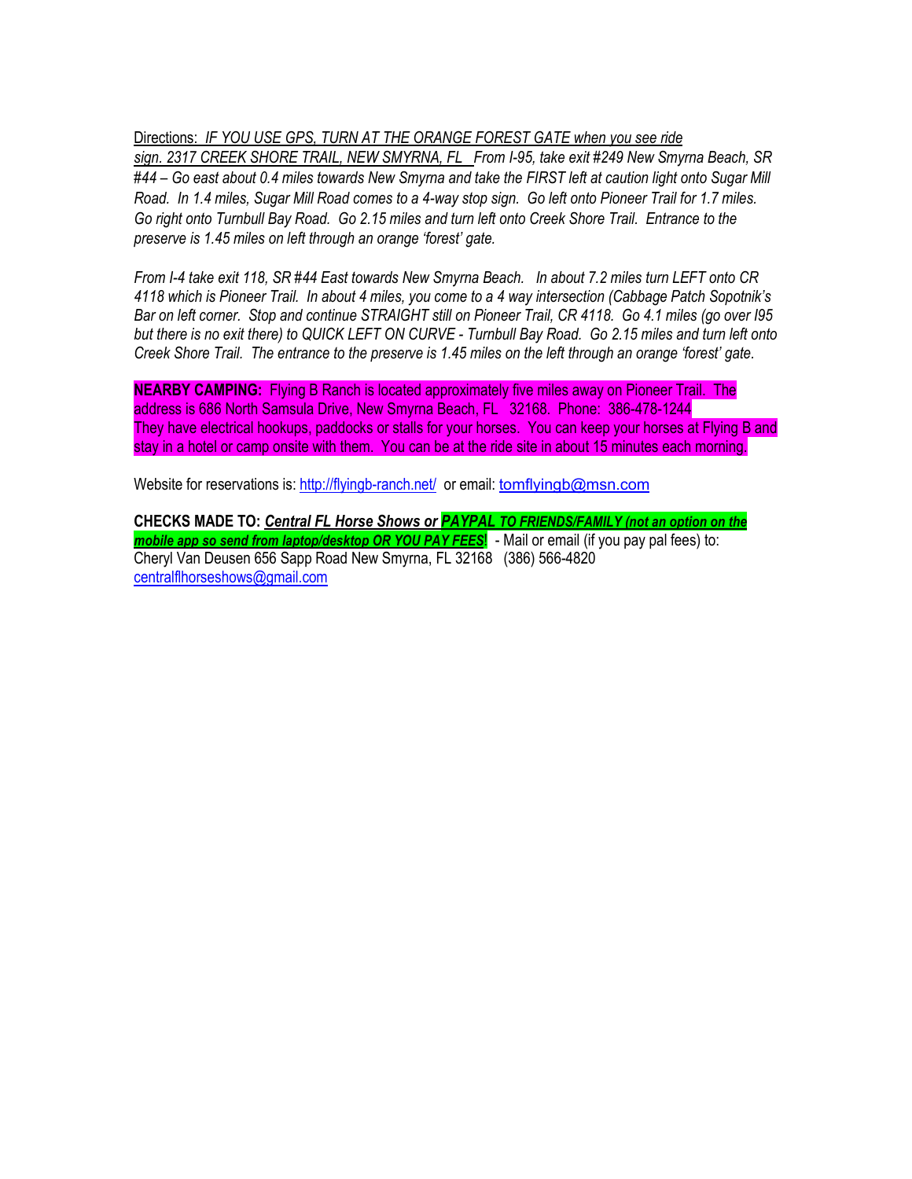Directions: *IF YOU USE GPS, TURN AT THE ORANGE FOREST GATE when you see ride sign. 2317 CREEK SHORE TRAIL, NEW SMYRNA, FL* *From I-95, take exit #249 New Smyrna Beach, SR #44 – Go east about 0.4 miles towards New Smyrna and take the FIRST left at caution light onto Sugar Mill Road. In 1.4 miles, Sugar Mill Road comes to a 4-way stop sign. Go left onto Pioneer Trail for 1.7 miles. Go right onto Turnbull Bay Road. Go 2.15 miles and turn left onto Creek Shore Trail. Entrance to the preserve is 1.45 miles on left through an orange 'forest' gate.*

*From I-4 take exit 118, SR #44 East towards New Smyrna Beach. In about 7.2 miles turn LEFT onto CR 4118 which is Pioneer Trail. In about 4 miles, you come to a 4 way intersection (Cabbage Patch Sopotnik's Bar on left corner. Stop and continue STRAIGHT still on Pioneer Trail, CR 4118. Go 4.1 miles (go over I95 but there is no exit there) to QUICK LEFT ON CURVE - Turnbull Bay Road. Go 2.15 miles and turn left onto Creek Shore Trail. The entrance to the preserve is 1.45 miles on the left through an orange 'forest' gate.*

**NEARBY CAMPING:** Flying B Ranch is located approximately five miles away on Pioneer Trail. The address is 686 North Samsula Drive, New Smyrna Beach, FL 32168. Phone: 386-478-1244
They have electrical hookups, paddocks or stalls for your horses. You can keep your horses at Flying B and stay in a hotel or camp onsite with them. You can be at the ride site in about 15 minutes each morning.

Website for reservations is: http://flyingb-ranch.net/ or email: tomflyingb@msn.com

**CHECKS MADE TO:** ***Central FL Horse Shows or PAYPAL TO FRIENDS/FAMILY (not an option on the mobile app so send from laptop/desktop OR YOU PAY FEES!*** - Mail or email (if you pay pal fees) to:
Cheryl Van Deusen 656 Sapp Road New Smyrna, FL 32168 (386) 566-4820
centralflhorseshows@gmail.com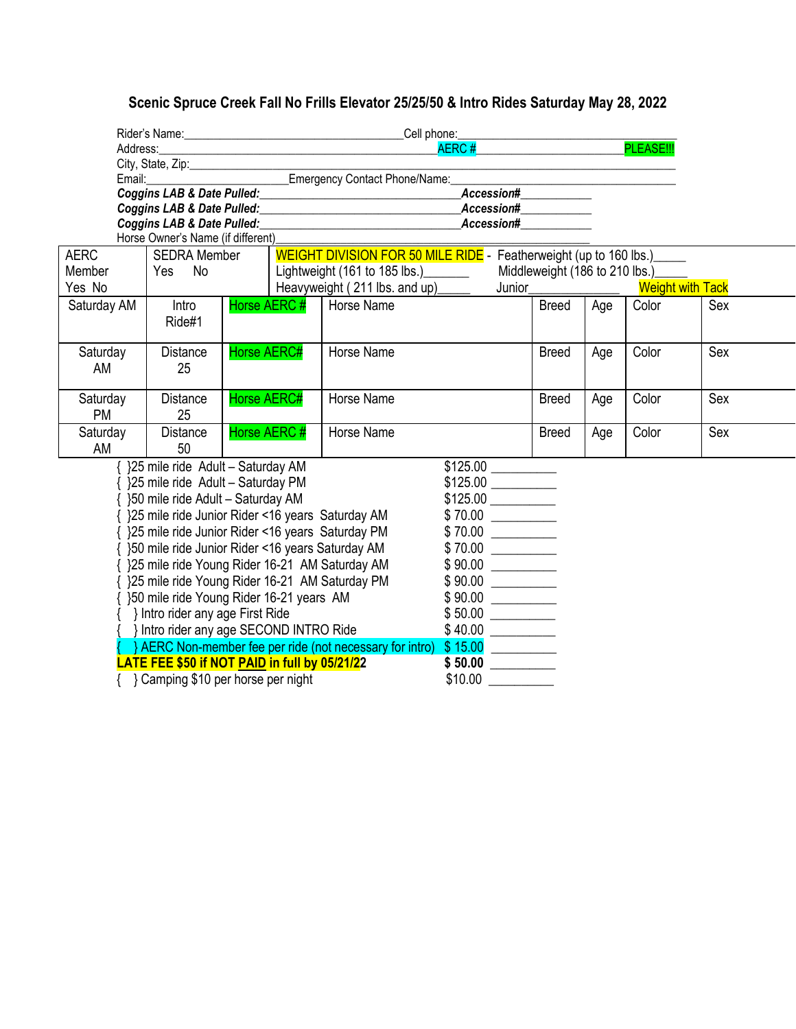# Scenic Spruce Creek Fall No Frills Elevator 25/25/50 & Intro Rides Saturday May 28, 2022

Rider's Name:\_\_\_\_\_\_\_\_\_\_\_\_\_\_\_\_\_\_\_\_\_\_\_\_\_\_\_\_\_\_\_\_\_\_\_\_\_\_Cell phone:\_\_\_\_\_\_\_\_\_\_\_\_\_\_\_\_\_\_\_\_\_\_\_\_\_\_\_\_\_\_\_\_\_\_\_\_\_\_

Address:\_\_\_\_\_\_\_\_\_\_\_\_\_\_\_\_\_\_\_\_\_\_\_\_\_\_\_\_\_\_\_\_\_\_\_\_\_\_\_\_\_\_\_\_\_\_\_\_AERC #\_\_\_\_\_\_\_\_\_\_\_\_\_\_\_\_\_\_\_\_\_\_\_\_\_\_PLEASE!!!

City, State, Zip:\_\_\_\_\_\_\_\_\_\_\_\_\_\_\_\_\_\_\_\_\_\_\_\_\_\_\_\_\_\_\_\_\_\_\_\_\_\_\_\_\_\_\_\_\_\_\_\_\_\_\_\_\_\_\_\_\_\_\_\_\_\_\_\_\_\_\_\_\_\_\_\_\_\_\_\_\_\_\_\_\_\_\_\_\_\_\_\_\_\_

Email:\_\_\_\_\_\_\_\_\_\_\_\_\_\_\_\_\_\_\_\_\_\_\_\_\_Emergency Contact Phone/Name:\_\_\_\_\_\_\_\_\_\_\_\_\_\_\_\_\_\_\_\_\_\_\_\_\_\_\_\_\_\_\_\_\_\_\_\_\_\_\_\_\_\_

***Coggins LAB & Date Pulled:***\_\_\_\_\_\_\_\_\_\_\_\_\_\_\_\_\_\_\_\_\_\_\_\_\_\_\_\_\_\_\_\_\_\_\_\_***Accession#***\_\_\_\_\_\_\_\_\_\_\_\_

***Coggins LAB & Date Pulled:***\_\_\_\_\_\_\_\_\_\_\_\_\_\_\_\_\_\_\_\_\_\_\_\_\_\_\_\_\_\_\_\_\_\_\_\_***Accession#***\_\_\_\_\_\_\_\_\_\_\_\_

***Coggins LAB & Date Pulled:***\_\_\_\_\_\_\_\_\_\_\_\_\_\_\_\_\_\_\_\_\_\_\_\_\_\_\_\_\_\_\_\_\_\_\_\_***Accession#***\_\_\_\_\_\_\_\_\_\_\_\_

Horse Owner's Name (if different)\_\_\_\_\_\_\_\_\_\_\_\_\_\_\_\_\_\_\_\_\_\_\_\_\_\_\_\_\_\_\_\_\_\_\_\_\_\_\_\_\_\_\_\_\_\_\_\_\_\_\_\_\_\_\_

| AERC Member Yes No | SEDRA Member Yes No | | WEIGHT DIVISION FOR 50 MILE RIDE - Featherweight (up to 160 lbs.)\_\_\_\_\_ Lightweight (161 to 185 lbs.)\_\_\_\_\_\_\_ Middleweight (186 to 210 lbs.)\_\_\_\_\_ Heavyweight ( 211 lbs. and up)\_\_\_\_\_ Junior\_\_\_\_\_\_\_\_\_\_\_\_\_\_ Weight with Tack | | | | |
|---|---|---|---|---|---|---|---|
| Saturday AM | Intro Ride#1 | Horse AERC # | Horse Name | Breed | Age | Color | Sex |
| Saturday AM | Distance 25 | Horse AERC# | Horse Name | Breed | Age | Color | Sex |
| Saturday PM | Distance 25 | Horse AERC# | Horse Name | Breed | Age | Color | Sex |
| Saturday AM | Distance 50 | Horse AERC # | Horse Name | Breed | Age | Color | Sex |

| | | |
|---|---|---|
| { }25 mile ride Adult – Saturday AM | $125.00 | \_\_\_\_\_\_\_\_\_\_ |
| { }25 mile ride Adult – Saturday PM | $125.00 | \_\_\_\_\_\_\_\_\_\_ |
| { }50 mile ride Adult – Saturday AM | $125.00 | \_\_\_\_\_\_\_\_\_\_ |
| { }25 mile ride Junior Rider <16 years Saturday AM | $ 70.00 | \_\_\_\_\_\_\_\_\_\_ |
| { }25 mile ride Junior Rider <16 years Saturday PM | $ 70.00 | \_\_\_\_\_\_\_\_\_\_ |
| { }50 mile ride Junior Rider <16 years Saturday AM | $ 70.00 | \_\_\_\_\_\_\_\_\_\_ |
| { }25 mile ride Young Rider 16-21 AM Saturday AM | $ 90.00 | \_\_\_\_\_\_\_\_\_\_ |
| { }25 mile ride Young Rider 16-21 AM Saturday PM | $ 90.00 | \_\_\_\_\_\_\_\_\_\_ |
| { }50 mile ride Young Rider 16-21 years AM | $ 90.00 | \_\_\_\_\_\_\_\_\_\_ |
| { } Intro rider any age First Ride | $ 50.00 | \_\_\_\_\_\_\_\_\_\_ |
| { } Intro rider any age SECOND INTRO Ride | $ 40.00 | \_\_\_\_\_\_\_\_\_\_ |
| { } AERC Non-member fee per ride (not necessary for intro) | $ 15.00 | \_\_\_\_\_\_\_\_\_\_ |
| **LATE FEE $50 if NOT PAID in full by 05/21/22** | **$ 50.00** | \_\_\_\_\_\_\_\_\_\_ |
| { } Camping $10 per horse per night | $10.00 | \_\_\_\_\_\_\_\_\_\_ |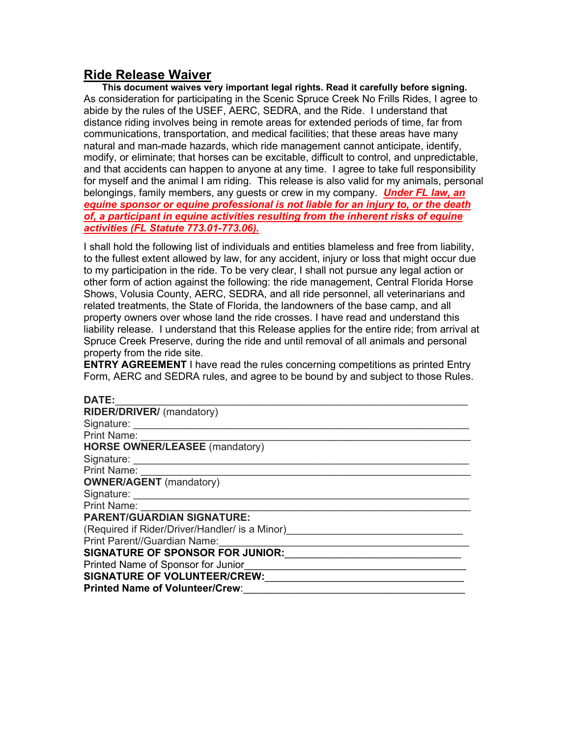## Ride Release Waiver

**This document waives very important legal rights. Read it carefully before signing.**

As consideration for participating in the Scenic Spruce Creek No Frills Rides, I agree to abide by the rules of the USEF, AERC, SEDRA, and the Ride. I understand that distance riding involves being in remote areas for extended periods of time, far from communications, transportation, and medical facilities; that these areas have many natural and man-made hazards, which ride management cannot anticipate, identify, modify, or eliminate; that horses can be excitable, difficult to control, and unpredictable, and that accidents can happen to anyone at any time. I agree to take full responsibility for myself and the animal I am riding. This release is also valid for my animals, personal belongings, family members, any guests or crew in my company. ***Under FL law, an equine sponsor or equine professional is not liable for an injury to, or the death of, a participant in equine activities resulting from the inherent risks of equine activities (FL Statute 773.01-773.06).***

I shall hold the following list of individuals and entities blameless and free from liability, to the fullest extent allowed by law, for any accident, injury or loss that might occur due to my participation in the ride. To be very clear, I shall not pursue any legal action or other form of action against the following: the ride management, Central Florida Horse Shows, Volusia County, AERC, SEDRA, and all ride personnel, all veterinarians and related treatments, the State of Florida, the landowners of the base camp, and all property owners over whose land the ride crosses. I have read and understand this liability release. I understand that this Release applies for the entire ride; from arrival at Spruce Creek Preserve, during the ride and until removal of all animals and personal property from the ride site.

**ENTRY AGREEMENT** I have read the rules concerning competitions as printed Entry Form, AERC and SEDRA rules, and agree to be bound by and subject to those Rules.

**DATE:**___________________________________________________________

**RIDER/DRIVER/** (mandatory)

Signature: ___________________________________________________________

Print Name: __________________________________________________________

**HORSE OWNER/LEASEE** (mandatory)

Signature: ___________________________________________________________

Print Name: __________________________________________________________

**OWNER/AGENT** (mandatory)

Signature: ___________________________________________________________

Print Name: __________________________________________________________

**PARENT/GUARDIAN SIGNATURE:**

(Required if Rider/Driver/Handler/ is a Minor)______________________________

Print Parent//Guardian Name:_____________________________________________

**SIGNATURE OF SPONSOR FOR JUNIOR:**______________________________

Printed Name of Sponsor for Junior_______________________________________

**SIGNATURE OF VOLUNTEER/CREW:**__________________________________

**Printed Name of Volunteer/Crew**:______________________________________